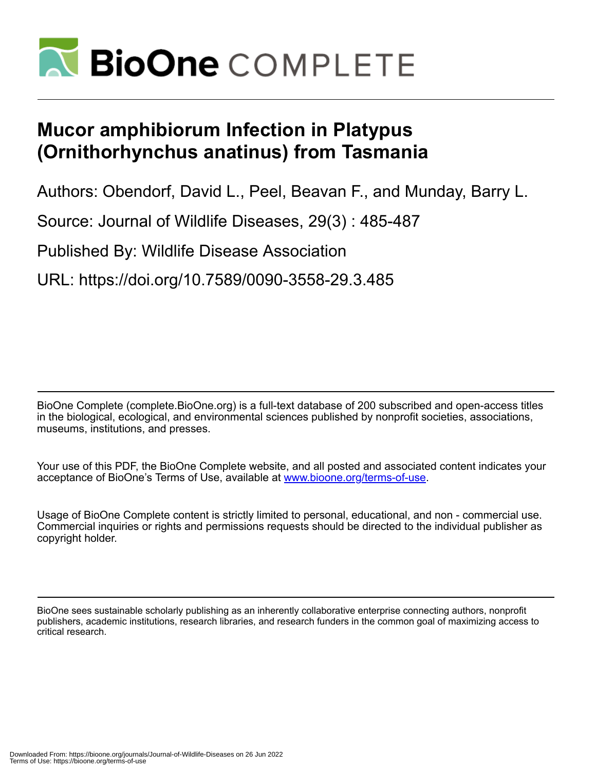# Mucor amphibiorum Infection in Platypus (Ornithorhynchus anatinus) from Tasmania

Authors: Obendorf, David L., Peel, Beavan F., and Munday, Barry L.

Source: Journal of Wildlife Diseases, 29(3) : 485-487

Published By: Wildlife Disease Association

URL: https://doi.org/10.7589/0090-3558-29.3.485

BioOne Complete (complete.BioOne.org) is a full-text database of 200 subscribed and open-access titles in the biological, ecological, and environmental sciences published by nonprofit societies, associations, museums, institutions, and presses.

Your use of this PDF, the BioOne Complete website, and all posted and associated content indicates your acceptance of BioOne's Terms of Use, available at www.bioone.org/terms-of-use.

Usage of BioOne Complete content is strictly limited to personal, educational, and non - commercial use. Commercial inquiries or rights and permissions requests should be directed to the individual publisher as copyright holder.

BioOne sees sustainable scholarly publishing as an inherently collaborative enterprise connecting authors, nonprofit publishers, academic institutions, research libraries, and research funders in the common goal of maximizing access to critical research.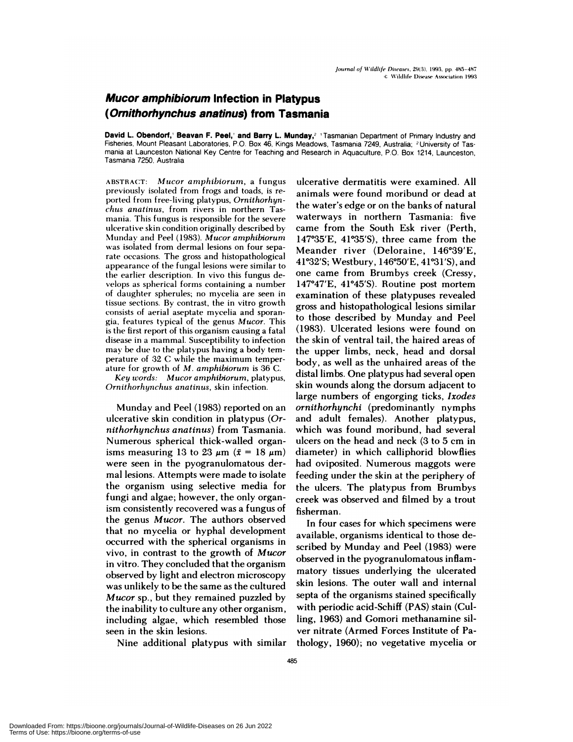# *Mucor amphibiorum* Infection in Platypus (*Ornithorhynchus anatinus*) from Tasmania

**David L. Obendorf,**[1] **Beavan F. Peel,**[1] **and Barry L. Munday,**[2] [1] Tasmanian Department of Primary Industry and Fisheries, Mount Pleasant Laboratories, P.O. Box 46, Kings Meadows, Tasmania 7249, Australia; [2] University of Tasmania at Launceston National Key Centre for Teaching and Research in Aquaculture, P.O. Box 1214, Launceston, Tasmania 7250, Australia

ABSTRACT: *Mucor amphibiorum*, a fungus previously isolated from frogs and toads, is reported from free-living platypus, *Ornithorhynchus anatinus*, from rivers in northern Tasmania. This fungus is responsible for the severe ulcerative skin condition originally described by Munday and Peel (1983). *Mucor amphibiorum* was isolated from dermal lesions on four separate occasions. The gross and histopathological appearance of the fungal lesions were similar to the earlier description. In vivo this fungus develops as spherical forms containing a number of daughter spherules; no mycelia are seen in tissue sections. By contrast, the in vitro growth consists of aerial aseptate mycelia and sporangia, features typical of the genus *Mucor*. This is the first report of this organism causing a fatal disease in a mammal. Susceptibility to infection may be due to the platypus having a body temperature of 32 C while the maximum temperature for growth of *M. amphibiorum* is 36 C.

*Key words:* *Mucor amphibiorum*, platypus, *Ornithorhynchus anatinus*, skin infection.

Munday and Peel (1983) reported on an ulcerative skin condition in platypus (*Ornithorhynchus anatinus*) from Tasmania. Numerous spherical thick-walled organisms measuring 13 to 23 μm ($\bar{x}$ = 18 μm) were seen in the pyogranulomatous dermal lesions. Attempts were made to isolate the organism using selective media for fungi and algae; however, the only organism consistently recovered was a fungus of the genus *Mucor*. The authors observed that no mycelia or hyphal development occurred with the spherical organisms in vivo, in contrast to the growth of *Mucor* in vitro. They concluded that the organism observed by light and electron microscopy was unlikely to be the same as the cultured *Mucor* sp., but they remained puzzled by the inability to culture any other organism, including algae, which resembled those seen in the skin lesions.

Nine additional platypus with similar ulcerative dermatitis were examined. All animals were found moribund or dead at the water's edge or on the banks of natural waterways in northern Tasmania: five came from the South Esk river (Perth, 147°35′E, 41°35′S), three came from the Meander river (Deloraine, 146°39′E, 41°32′S; Westbury, 146°50′E, 41°31′S), and one came from Brumbys creek (Cressy, 147°47′E, 41°45′S). Routine post mortem examination of these platypuses revealed gross and histopathological lesions similar to those described by Munday and Peel (1983). Ulcerated lesions were found on the skin of ventral tail, the haired areas of the upper limbs, neck, head and dorsal body, as well as the unhaired areas of the distal limbs. One platypus had several open skin wounds along the dorsum adjacent to large numbers of engorging ticks, *Ixodes ornithorhynchi* (predominantly nymphs and adult females). Another platypus, which was found moribund, had several ulcers on the head and neck (3 to 5 cm in diameter) in which calliphorid blowflies had oviposited. Numerous maggots were feeding under the skin at the periphery of the ulcers. The platypus from Brumbys creek was observed and filmed by a trout fisherman.

In four cases for which specimens were available, organisms identical to those described by Munday and Peel (1983) were observed in the pyogranulomatous inflammatory tissues underlying the ulcerated skin lesions. The outer wall and internal septa of the organisms stained specifically with periodic acid-Schiff (PAS) stain (Culling, 1963) and Gomori methanamine silver nitrate (Armed Forces Institute of Pathology, 1960); no vegetative mycelia or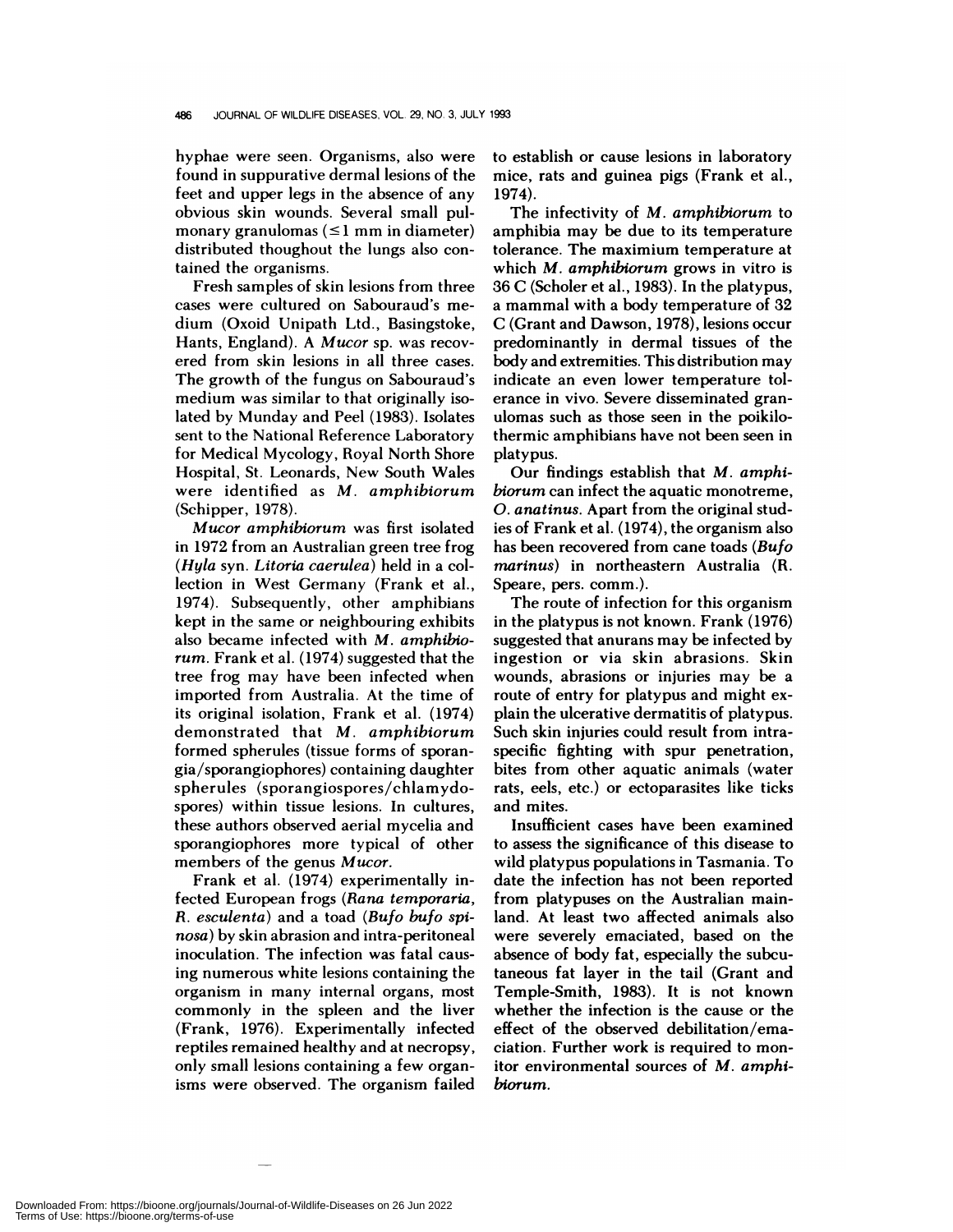hyphae were seen. Organisms, also were found in suppurative dermal lesions of the feet and upper legs in the absence of any obvious skin wounds. Several small pulmonary granulomas (≤1 mm in diameter) distributed thoughout the lungs also contained the organisms.

Fresh samples of skin lesions from three cases were cultured on Sabouraud's medium (Oxoid Unipath Ltd., Basingstoke, Hants, England). A *Mucor* sp. was recovered from skin lesions in all three cases. The growth of the fungus on Sabouraud's medium was similar to that originally isolated by Munday and Peel (1983). Isolates sent to the National Reference Laboratory for Medical Mycology, Royal North Shore Hospital, St. Leonards, New South Wales were identified as *M. amphibiorum* (Schipper, 1978).

*Mucor amphibiorum* was first isolated in 1972 from an Australian green tree frog (*Hyla* syn. *Litoria caerulea*) held in a collection in West Germany (Frank et al., 1974). Subsequently, other amphibians kept in the same or neighbouring exhibits also became infected with *M. amphibiorum*. Frank et al. (1974) suggested that the tree frog may have been infected when imported from Australia. At the time of its original isolation, Frank et al. (1974) demonstrated that *M. amphibiorum* formed spherules (tissue forms of sporangia/sporangiophores) containing daughter spherules (sporangiospores/chlamydospores) within tissue lesions. In cultures, these authors observed aerial mycelia and sporangiophores more typical of other members of the genus *Mucor*.

Frank et al. (1974) experimentally infected European frogs (*Rana temporaria*, *R. esculenta*) and a toad (*Bufo bufo spinosa*) by skin abrasion and intra-peritoneal inoculation. The infection was fatal causing numerous white lesions containing the organism in many internal organs, most commonly in the spleen and the liver (Frank, 1976). Experimentally infected reptiles remained healthy and at necropsy, only small lesions containing a few organisms were observed. The organism failed to establish or cause lesions in laboratory mice, rats and guinea pigs (Frank et al., 1974).

The infectivity of *M. amphibiorum* to amphibia may be due to its temperature tolerance. The maximium temperature at which *M. amphibiorum* grows in vitro is 36 C (Scholer et al., 1983). In the platypus, a mammal with a body temperature of 32 C (Grant and Dawson, 1978), lesions occur predominantly in dermal tissues of the body and extremities. This distribution may indicate an even lower temperature tolerance in vivo. Severe disseminated granulomas such as those seen in the poikilothermic amphibians have not been seen in platypus.

Our findings establish that *M. amphibiorum* can infect the aquatic monotreme, *O. anatinus*. Apart from the original studies of Frank et al. (1974), the organism also has been recovered from cane toads (*Bufo marinus*) in northeastern Australia (R. Speare, pers. comm.).

The route of infection for this organism in the platypus is not known. Frank (1976) suggested that anurans may be infected by ingestion or via skin abrasions. Skin wounds, abrasions or injuries may be a route of entry for platypus and might explain the ulcerative dermatitis of platypus. Such skin injuries could result from intraspecific fighting with spur penetration, bites from other aquatic animals (water rats, eels, etc.) or ectoparasites like ticks and mites.

Insufficient cases have been examined to assess the significance of this disease to wild platypus populations in Tasmania. To date the infection has not been reported from platypuses on the Australian mainland. At least two affected animals also were severely emaciated, based on the absence of body fat, especially the subcutaneous fat layer in the tail (Grant and Temple-Smith, 1983). It is not known whether the infection is the cause or the effect of the observed debilitation/emaciation. Further work is required to monitor environmental sources of *M. amphibiorum*.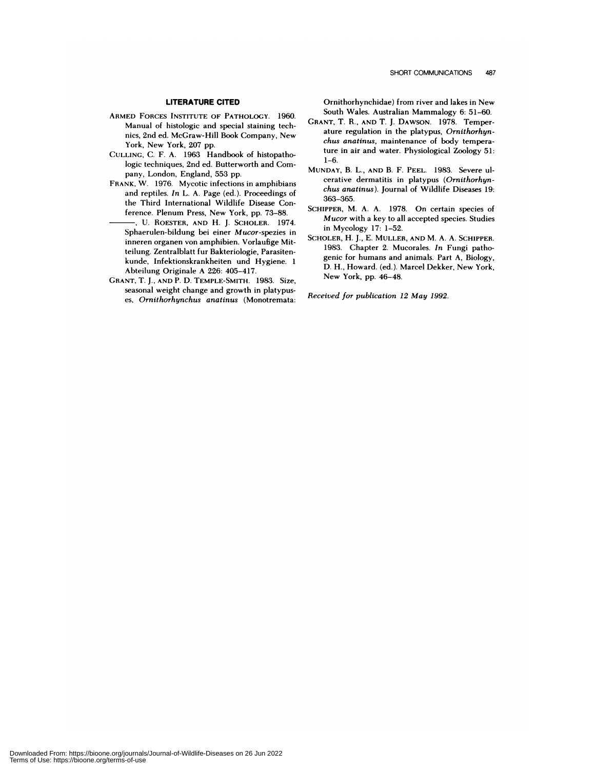## LITERATURE CITED

ARMED FORCES INSTITUTE OF PATHOLOGY. 1960. Manual of histologic and special staining technics, 2nd ed. McGraw-Hill Book Company, New York, New York, 207 pp.

CULLING, C. F. A. 1963 Handbook of histopathologic techniques, 2nd ed. Butterworth and Company, London, England, 553 pp.

FRANK, W. 1976. Mycotic infections in amphibians and reptiles. *In* L. A. Page (ed.). Proceedings of the Third International Wildlife Disease Conference. Plenum Press, New York, pp. 73–88.

———, U. ROESTER, AND H. J. SCHOLER. 1974. Sphaerulen-bildung bei einer *Mucor*-spezies in inneren organen von amphibien. Vorlaufige Mitteilung. Zentralblatt fur Bakteriologie, Parasitenkunde, Infektionskrankheiten und Hygiene. 1 Abteilung Originale A 226: 405–417.

GRANT, T. J., AND P. D. TEMPLE-SMITH. 1983. Size, seasonal weight change and growth in platypuses, *Ornithorhynchus anatinus* (Monotremata: Ornithorhynchidae) from river and lakes in New South Wales. Australian Mammalogy 6: 51–60.

GRANT, T. R., AND T. J. DAWSON. 1978. Temperature regulation in the platypus, *Ornithorhynchus anatinus*, maintenance of body temperature in air and water. Physiological Zoology 51: 1–6.

MUNDAY, B. L., AND B. F. PEEL. 1983. Severe ulcerative dermatitis in platypus (*Ornithorhynchus anatinus*). Journal of Wildlife Diseases 19: 363–365.

SCHIPPER, M. A. A. 1978. On certain species of *Mucor* with a key to all accepted species. Studies in Mycology 17: 1–52.

SCHOLER, H. J., E. MULLER, AND M. A. A. SCHIPPER. 1983. Chapter 2. Mucorales. *In* Fungi pathogenic for humans and animals. Part A, Biology, D. H., Howard. (ed.). Marcel Dekker, New York, New York, pp. 46–48.

*Received for publication 12 May 1992.*